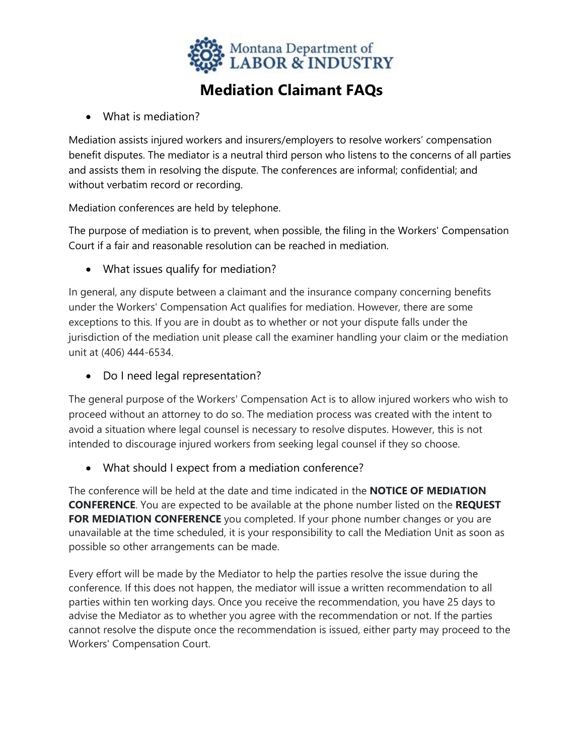Montana Department of LABOR & INDUSTRY

# Mediation Claimant FAQs

- What is mediation?

Mediation assists injured workers and insurers/employers to resolve workers' compensation benefit disputes. The mediator is a neutral third person who listens to the concerns of all parties and assists them in resolving the dispute. The conferences are informal; confidential; and without verbatim record or recording.

Mediation conferences are held by telephone.

The purpose of mediation is to prevent, when possible, the filing in the Workers' Compensation Court if a fair and reasonable resolution can be reached in mediation.

- What issues qualify for mediation?

In general, any dispute between a claimant and the insurance company concerning benefits under the Workers' Compensation Act qualifies for mediation. However, there are some exceptions to this. If you are in doubt as to whether or not your dispute falls under the jurisdiction of the mediation unit please call the examiner handling your claim or the mediation unit at (406) 444-6534.

- Do I need legal representation?

The general purpose of the Workers' Compensation Act is to allow injured workers who wish to proceed without an attorney to do so. The mediation process was created with the intent to avoid a situation where legal counsel is necessary to resolve disputes. However, this is not intended to discourage injured workers from seeking legal counsel if they so choose.

- What should I expect from a mediation conference?

The conference will be held at the date and time indicated in the **NOTICE OF MEDIATION CONFERENCE**. You are expected to be available at the phone number listed on the **REQUEST FOR MEDIATION CONFERENCE** you completed. If your phone number changes or you are unavailable at the time scheduled, it is your responsibility to call the Mediation Unit as soon as possible so other arrangements can be made.

Every effort will be made by the Mediator to help the parties resolve the issue during the conference. If this does not happen, the mediator will issue a written recommendation to all parties within ten working days. Once you receive the recommendation, you have 25 days to advise the Mediator as to whether you agree with the recommendation or not. If the parties cannot resolve the dispute once the recommendation is issued, either party may proceed to the Workers' Compensation Court.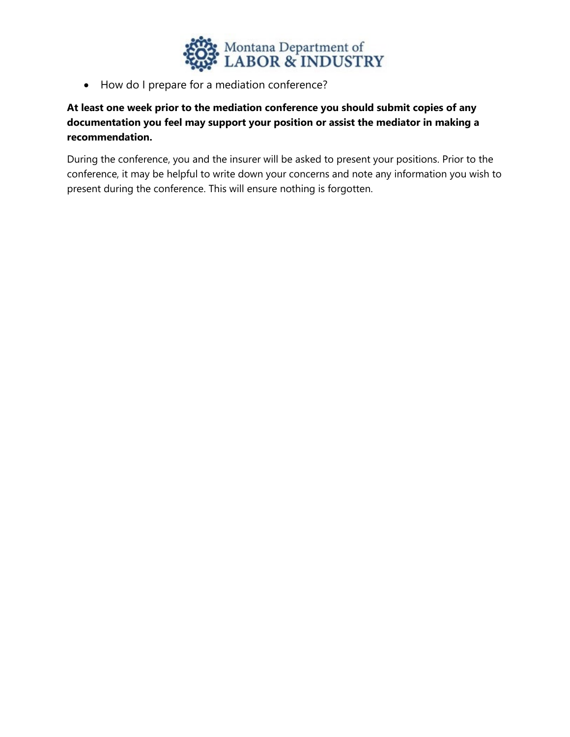- How do I prepare for a mediation conference?

**At least one week prior to the mediation conference you should submit copies of any documentation you feel may support your position or assist the mediator in making a recommendation.**

During the conference, you and the insurer will be asked to present your positions. Prior to the conference, it may be helpful to write down your concerns and note any information you wish to present during the conference. This will ensure nothing is forgotten.